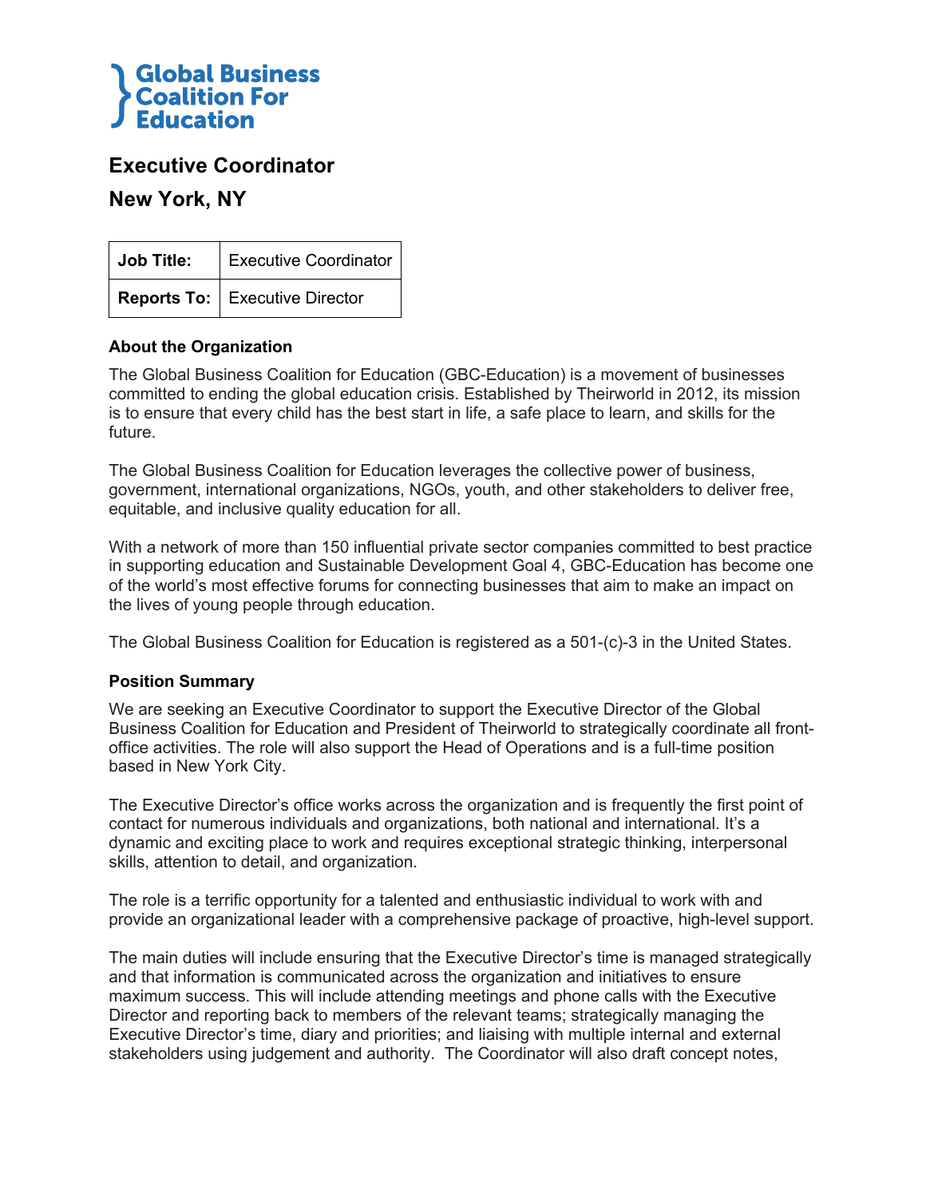Global Business Coalition For Education

# Executive Coordinator

## New York, NY

| **Job Title:** | Executive Coordinator |
| --- | --- |
| **Reports To:** | Executive Director |

### About the Organization

The Global Business Coalition for Education (GBC-Education) is a movement of businesses committed to ending the global education crisis. Established by Theirworld in 2012, its mission is to ensure that every child has the best start in life, a safe place to learn, and skills for the future.

The Global Business Coalition for Education leverages the collective power of business, government, international organizations, NGOs, youth, and other stakeholders to deliver free, equitable, and inclusive quality education for all.

With a network of more than 150 influential private sector companies committed to best practice in supporting education and Sustainable Development Goal 4, GBC-Education has become one of the world's most effective forums for connecting businesses that aim to make an impact on the lives of young people through education.

The Global Business Coalition for Education is registered as a 501-(c)-3 in the United States.

### Position Summary

We are seeking an Executive Coordinator to support the Executive Director of the Global Business Coalition for Education and President of Theirworld to strategically coordinate all front-office activities. The role will also support the Head of Operations and is a full-time position based in New York City.

The Executive Director's office works across the organization and is frequently the first point of contact for numerous individuals and organizations, both national and international. It's a dynamic and exciting place to work and requires exceptional strategic thinking, interpersonal skills, attention to detail, and organization.

The role is a terrific opportunity for a talented and enthusiastic individual to work with and provide an organizational leader with a comprehensive package of proactive, high-level support.

The main duties will include ensuring that the Executive Director's time is managed strategically and that information is communicated across the organization and initiatives to ensure maximum success. This will include attending meetings and phone calls with the Executive Director and reporting back to members of the relevant teams; strategically managing the Executive Director's time, diary and priorities; and liaising with multiple internal and external stakeholders using judgement and authority. The Coordinator will also draft concept notes,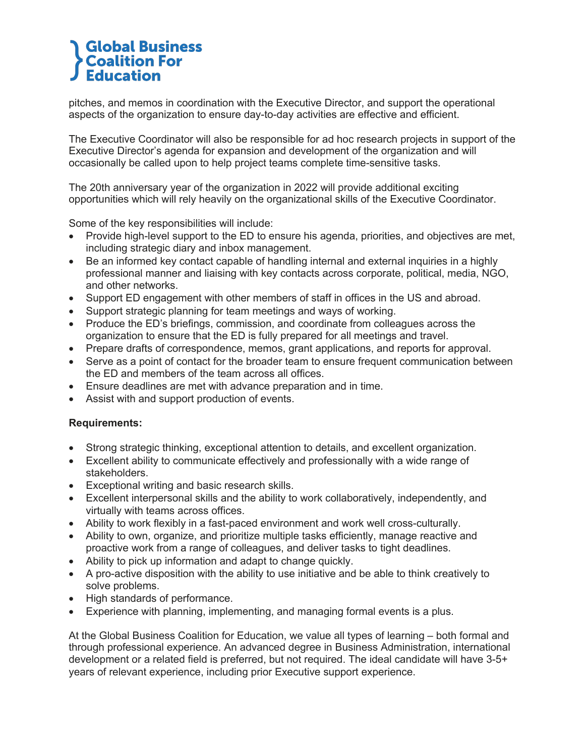pitches, and memos in coordination with the Executive Director, and support the operational aspects of the organization to ensure day-to-day activities are effective and efficient.

The Executive Coordinator will also be responsible for ad hoc research projects in support of the Executive Director's agenda for expansion and development of the organization and will occasionally be called upon to help project teams complete time-sensitive tasks.

The 20th anniversary year of the organization in 2022 will provide additional exciting opportunities which will rely heavily on the organizational skills of the Executive Coordinator.

Some of the key responsibilities will include:

- Provide high-level support to the ED to ensure his agenda, priorities, and objectives are met, including strategic diary and inbox management.
- Be an informed key contact capable of handling internal and external inquiries in a highly professional manner and liaising with key contacts across corporate, political, media, NGO, and other networks.
- Support ED engagement with other members of staff in offices in the US and abroad.
- Support strategic planning for team meetings and ways of working.
- Produce the ED's briefings, commission, and coordinate from colleagues across the organization to ensure that the ED is fully prepared for all meetings and travel.
- Prepare drafts of correspondence, memos, grant applications, and reports for approval.
- Serve as a point of contact for the broader team to ensure frequent communication between the ED and members of the team across all offices.
- Ensure deadlines are met with advance preparation and in time.
- Assist with and support production of events.

**Requirements:**

- Strong strategic thinking, exceptional attention to details, and excellent organization.
- Excellent ability to communicate effectively and professionally with a wide range of stakeholders.
- Exceptional writing and basic research skills.
- Excellent interpersonal skills and the ability to work collaboratively, independently, and virtually with teams across offices.
- Ability to work flexibly in a fast-paced environment and work well cross-culturally.
- Ability to own, organize, and prioritize multiple tasks efficiently, manage reactive and proactive work from a range of colleagues, and deliver tasks to tight deadlines.
- Ability to pick up information and adapt to change quickly.
- A pro-active disposition with the ability to use initiative and be able to think creatively to solve problems.
- High standards of performance.
- Experience with planning, implementing, and managing formal events is a plus.

At the Global Business Coalition for Education, we value all types of learning – both formal and through professional experience. An advanced degree in Business Administration, international development or a related field is preferred, but not required. The ideal candidate will have 3-5+ years of relevant experience, including prior Executive support experience.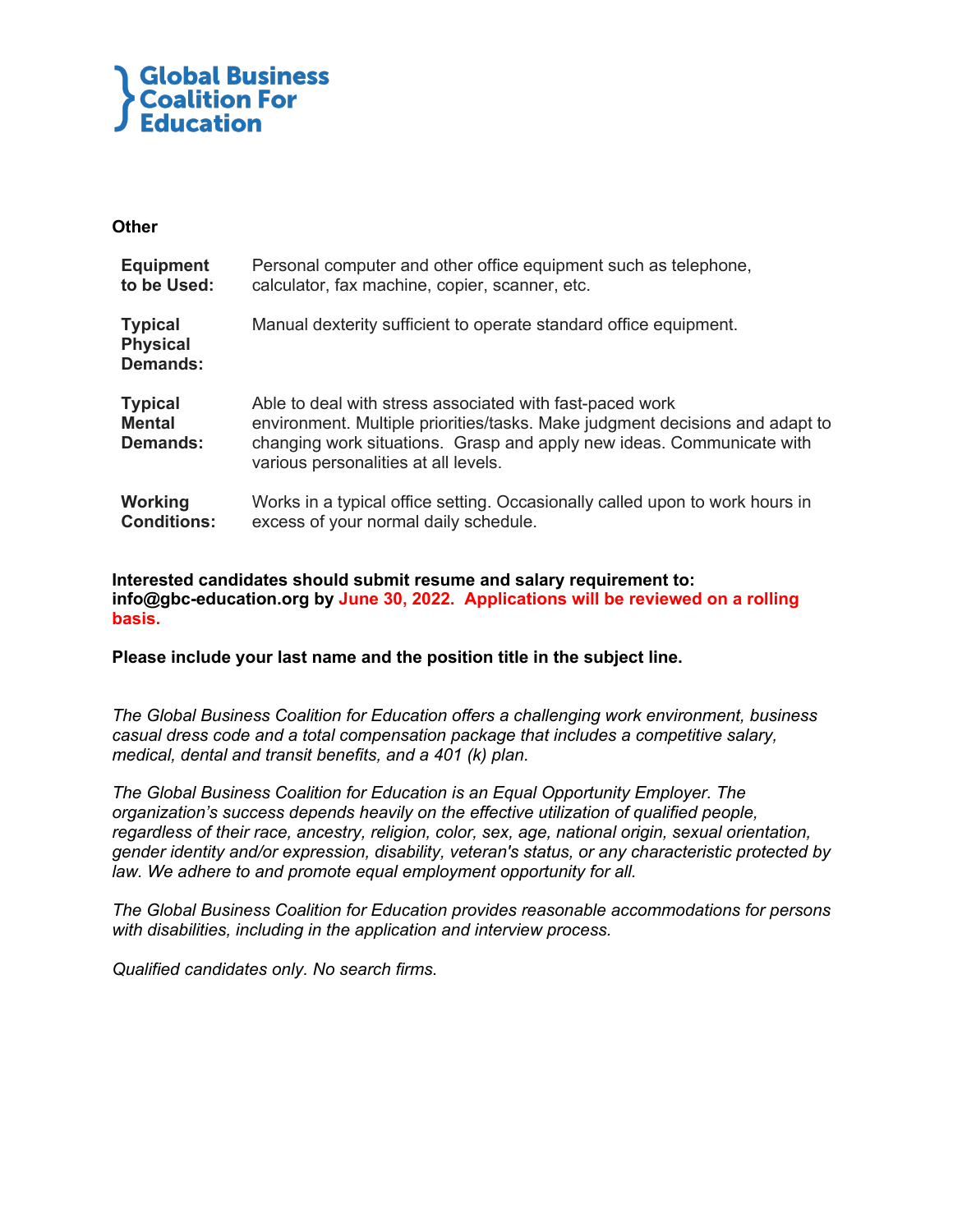Global Business Coalition For Education

**Other**

| | |
|---|---|
| **Equipment to be Used:** | Personal computer and other office equipment such as telephone, calculator, fax machine, copier, scanner, etc. |
| **Typical Physical Demands:** | Manual dexterity sufficient to operate standard office equipment. |
| **Typical Mental Demands:** | Able to deal with stress associated with fast-paced work environment. Multiple priorities/tasks. Make judgment decisions and adapt to changing work situations. Grasp and apply new ideas. Communicate with various personalities at all levels. |
| **Working Conditions:** | Works in a typical office setting. Occasionally called upon to work hours in excess of your normal daily schedule. |

**Interested candidates should submit resume and salary requirement to: info@gbc-education.org by June 30, 2022. Applications will be reviewed on a rolling basis.**

**Please include your last name and the position title in the subject line.**

*The Global Business Coalition for Education offers a challenging work environment, business casual dress code and a total compensation package that includes a competitive salary, medical, dental and transit benefits, and a 401 (k) plan.*

*The Global Business Coalition for Education is an Equal Opportunity Employer. The organization's success depends heavily on the effective utilization of qualified people, regardless of their race, ancestry, religion, color, sex, age, national origin, sexual orientation, gender identity and/or expression, disability, veteran's status, or any characteristic protected by law. We adhere to and promote equal employment opportunity for all.*

*The Global Business Coalition for Education provides reasonable accommodations for persons with disabilities, including in the application and interview process.*

*Qualified candidates only. No search firms.*